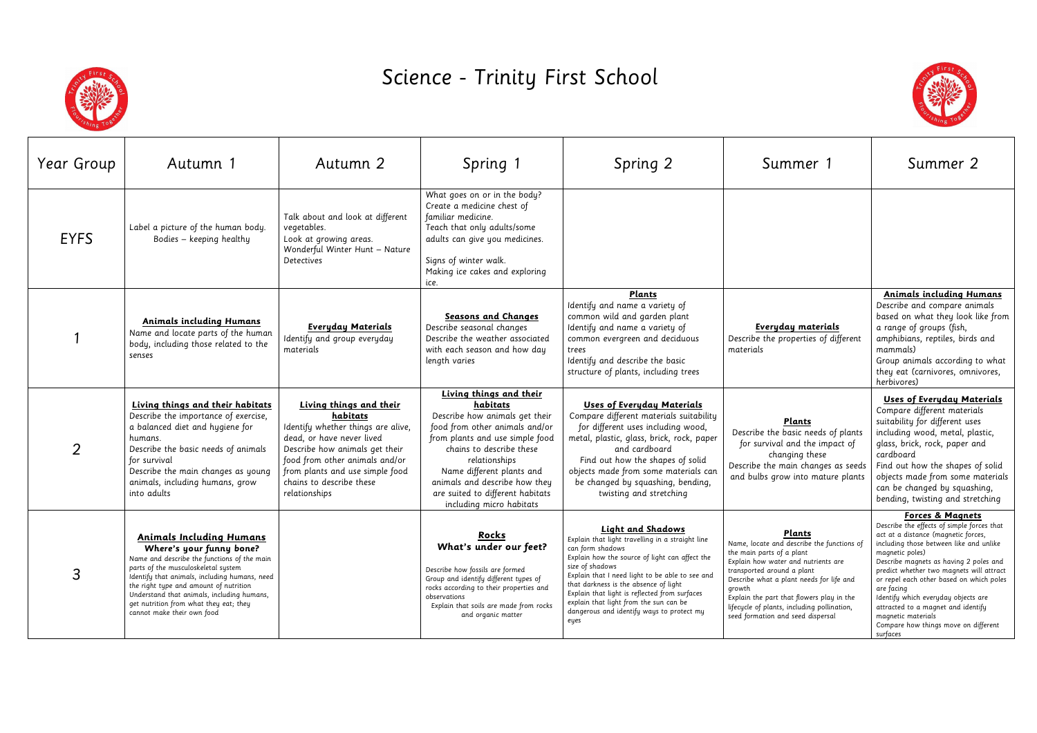# Science - Trinity First School

| Year Group | Autumn 1 | Autumn 2 | Spring 1 | Spring 2 | Summer 1 | Summer 2 |
|---|---|---|---|---|---|---|
| EYFS | Label a picture of the human body.<br>Bodies – keeping healthy | Talk about and look at different vegetables.<br>Look at growing areas.<br>Wonderful Winter Hunt – Nature Detectives | What goes on or in the body?<br>Create a medicine chest of familiar medicine.<br>Teach that only adults/some adults can give you medicines.<br><br>Signs of winter walk.<br>Making ice cakes and exploring ice. | | | |
| 1 | **Animals including Humans**<br>Name and locate parts of the human body, including those related to the senses | **Everyday Materials**<br>Identify and group everyday materials | **Seasons and Changes**<br>Describe seasonal changes<br>Describe the weather associated with each season and how day length varies | **Plants**<br>Identify and name a variety of common wild and garden plant<br>Identify and name a variety of common evergreen and deciduous trees<br>Identify and describe the basic structure of plants, including trees | **Everyday materials**<br>Describe the properties of different materials | **Animals including Humans**<br>Describe and compare animals based on what they look like from a range of groups (fish, amphibians, reptiles, birds and mammals)<br>Group animals according to what they eat (carnivores, omnivores, herbivores) |
| 2 | **Living things and their habitats**<br>Describe the importance of exercise, a balanced diet and hygiene for humans.<br>Describe the basic needs of animals for survival<br>Describe the main changes as young animals, including humans, grow into adults | **Living things and their habitats**<br>Identify whether things are alive, dead, or have never lived<br>Describe how animals get their food from other animals and/or from plants and use simple food chains to describe these relationships | **Living things and their habitats**<br>Describe how animals get their food from other animals and/or from plants and use simple food chains to describe these relationships<br>Name different plants and animals and describe how they are suited to different habitats including micro habitats | **Uses of Everyday Materials**<br>Compare different materials suitability for different uses including wood, metal, plastic, glass, brick, rock, paper and cardboard<br>Find out how the shapes of solid objects made from some materials can be changed by squashing, bending, twisting and stretching | **Plants**<br>Describe the basic needs of plants for survival and the impact of changing these<br>Describe the main changes as seeds and bulbs grow into mature plants | **Uses of Everyday Materials**<br>Compare different materials suitability for different uses including wood, metal, plastic, glass, brick, rock, paper and cardboard<br>Find out how the shapes of solid objects made from some materials can be changed by squashing, bending, twisting and stretching |
| 3 | **Animals Including Humans**<br>**Where's your funny bone?**<br>Name and describe the functions of the main parts of the musculoskeletal system<br>Identify that animals, including humans, need the right type and amount of nutrition<br>Understand that animals, including humans, get nutrition from what they eat; they cannot make their own food | | **Rocks**<br>**What's under our feet?**<br><br>Describe how fossils are formed<br>Group and identify different types of rocks according to their properties and observations<br>Explain that soils are made from rocks and organic matter | **Light and Shadows**<br>Explain that light travelling in a straight line can form shadows<br>Explain how the source of light can affect the size of shadows<br>Explain that I need light to be able to see and that darkness is the absence of light<br>Explain that light is reflected from surfaces<br>explain that light from the sun can be dangerous and identify ways to protect my eyes | **Plants**<br>Name, locate and describe the functions of the main parts of a plant<br>Explain how water and nutrients are transported around a plant<br>Describe what a plant needs for life and growth<br>Explain the part that flowers play in the lifecycle of plants, including pollination, seed formation and seed dispersal | **Forces & Magnets**<br>Describe the effects of simple forces that act at a distance (magnetic forces, including those between like and unlike magnetic poles)<br>Describe magnets as having 2 poles and predict whether two magnets will attract or repel each other based on which poles are facing<br>Identify which everyday objects are attracted to a magnet and identify magnetic materials<br>Compare how things move on different surfaces |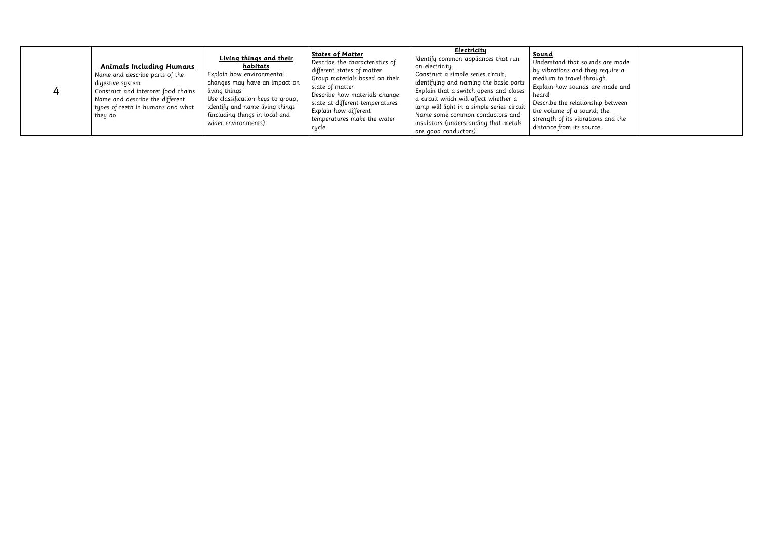| | | | | | | |
|---|---|---|---|---|---|---|
| 4 | **Animals Including Humans**<br>Name and describe parts of the digestive system<br>Construct and interpret food chains<br>Name and describe the different types of teeth in humans and what they do | **Living things and their habitats**<br>Explain how environmental changes may have an impact on living things<br>Use classification keys to group, identify and name living things (including things in local and wider environments) | **States of Matter**<br>Describe the characteristics of different states of matter<br>Group materials based on their state of matter<br>Describe how materials change state at different temperatures<br>Explain how different temperatures make the water cycle | **Electricity**<br>Identify common appliances that run on electricity<br>Construct a simple series circuit, identifying and naming the basic parts<br>Explain that a switch opens and closes a circuit which will affect whether a lamp will light in a simple series circuit<br>Name some common conductors and insulators (understanding that metals are good conductors) | **Sound**<br>Understand that sounds are made by vibrations and they require a medium to travel through<br>Explain how sounds are made and heard<br>Describe the relationship between the volume of a sound, the strength of its vibrations and the distance from its source | |